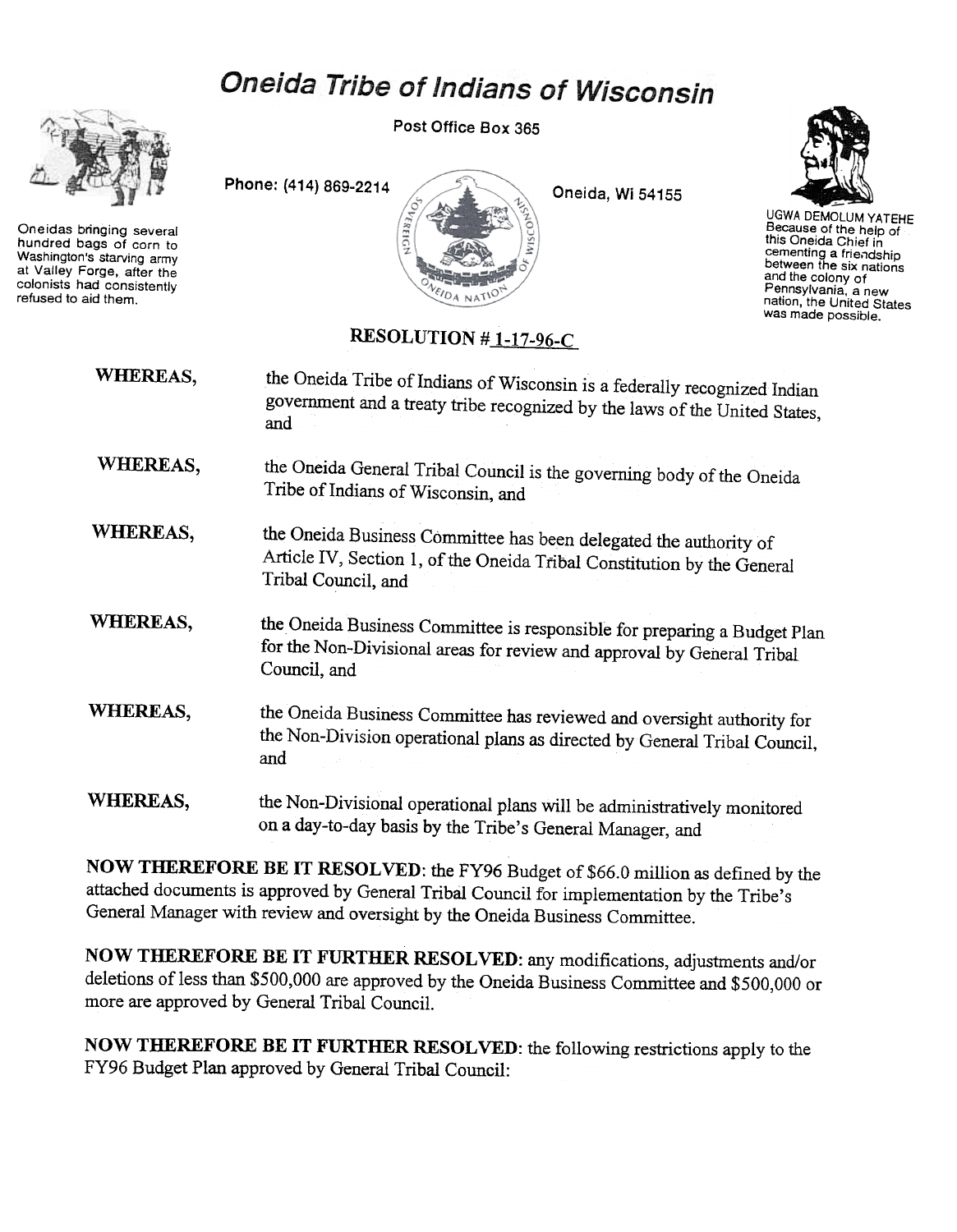# Oneida Tribe of Indians of Wisconsin

Post Office Box 365

Phone: (414) 869-2214

Oneida, Wi 54155

Oneidas bringing several hundred bags of corn to Washington's starving army at Valley Forge, after the colonists had consistently refused to aid them.

UGWA DEMOLUM YATEHE Because of the help of this Oneida Chief in cementing a friendship between the six nations and the colony of Pennsylvania, a new nation, the United States was made possible.

## RESOLUTION # 1-17-96-C

**WHEREAS,** the Oneida Tribe of Indians of Wisconsin is a federally recognized Indian government and a treaty tribe recognized by the laws of the United States, and

**WHEREAS,** the Oneida General Tribal Council is the governing body of the Oneida Tribe of Indians of Wisconsin, and

**WHEREAS,** the Oneida Business Committee has been delegated the authority of Article IV, Section 1, of the Oneida Tribal Constitution by the General Tribal Council, and

**WHEREAS,** the Oneida Business Committee is responsible for preparing a Budget Plan for the Non-Divisional areas for review and approval by General Tribal Council, and

**WHEREAS,** the Oneida Business Committee has reviewed and oversight authority for the Non-Division operational plans as directed by General Tribal Council, and

**WHEREAS,** the Non-Divisional operational plans will be administratively monitored on a day-to-day basis by the Tribe's General Manager, and

**NOW THEREFORE BE IT RESOLVED:** the FY96 Budget of $66.0 million as defined by the attached documents is approved by General Tribal Council for implementation by the Tribe's General Manager with review and oversight by the Oneida Business Committee.

**NOW THEREFORE BE IT FURTHER RESOLVED:** any modifications, adjustments and/or deletions of less than $500,000 are approved by the Oneida Business Committee and $500,000 or more are approved by General Tribal Council.

**NOW THEREFORE BE IT FURTHER RESOLVED:** the following restrictions apply to the FY96 Budget Plan approved by General Tribal Council: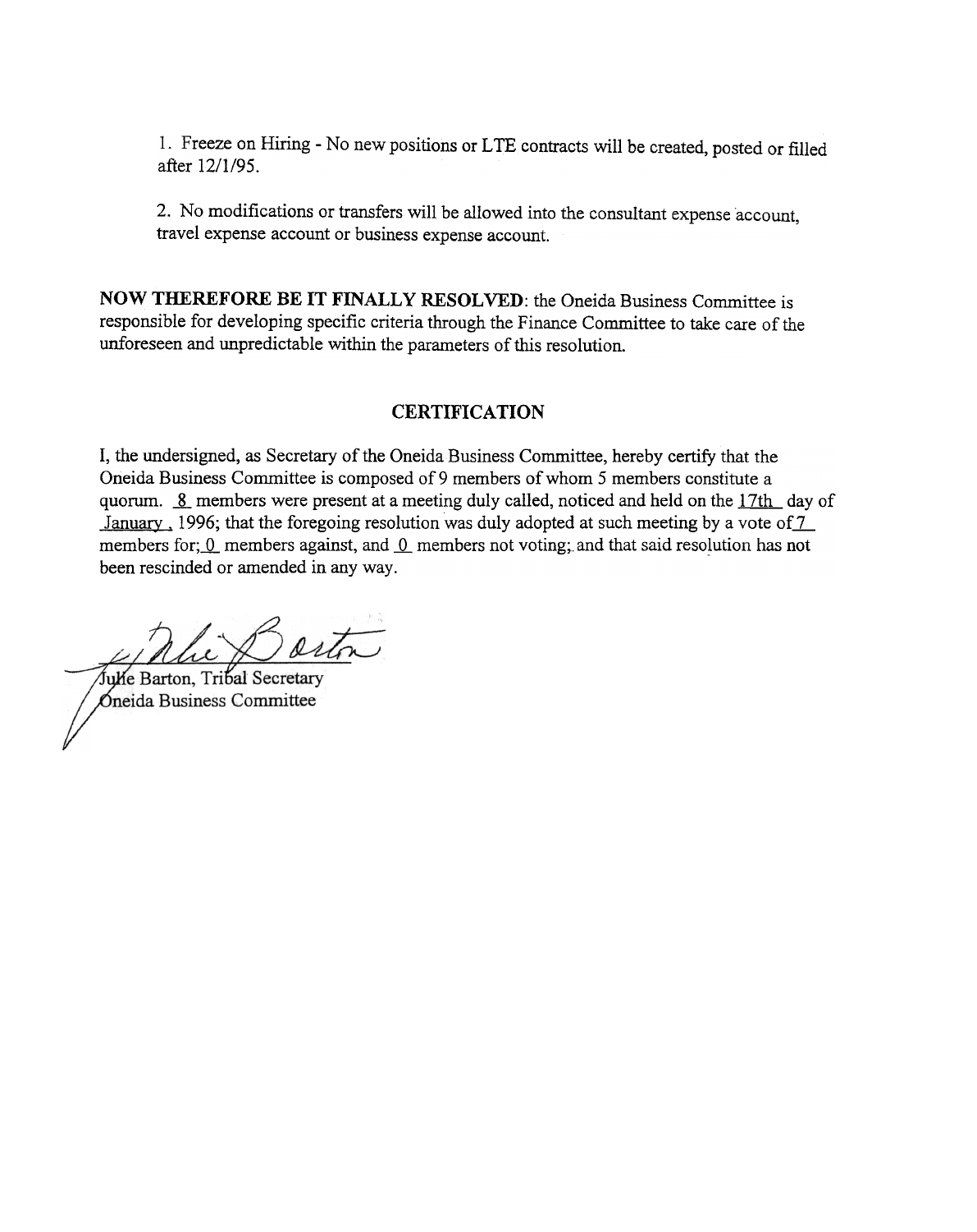1. Freeze on Hiring - No new positions or LTE contracts will be created, posted or filled after 12/1/95.

2. No modifications or transfers will be allowed into the consultant expense account, travel expense account or business expense account.

**NOW THEREFORE BE IT FINALLY RESOLVED**: the Oneida Business Committee is responsible for developing specific criteria through the Finance Committee to take care of the unforeseen and unpredictable within the parameters of this resolution.

## CERTIFICATION

I, the undersigned, as Secretary of the Oneida Business Committee, hereby certify that the Oneida Business Committee is composed of 9 members of whom 5 members constitute a quorum. 8 members were present at a meeting duly called, noticed and held on the 17th day of January, 1996; that the foregoing resolution was duly adopted at such meeting by a vote of 7 members for; 0 members against, and 0 members not voting; and that said resolution has not been rescinded or amended in any way.

Julie Barton, Tribal Secretary
Oneida Business Committee